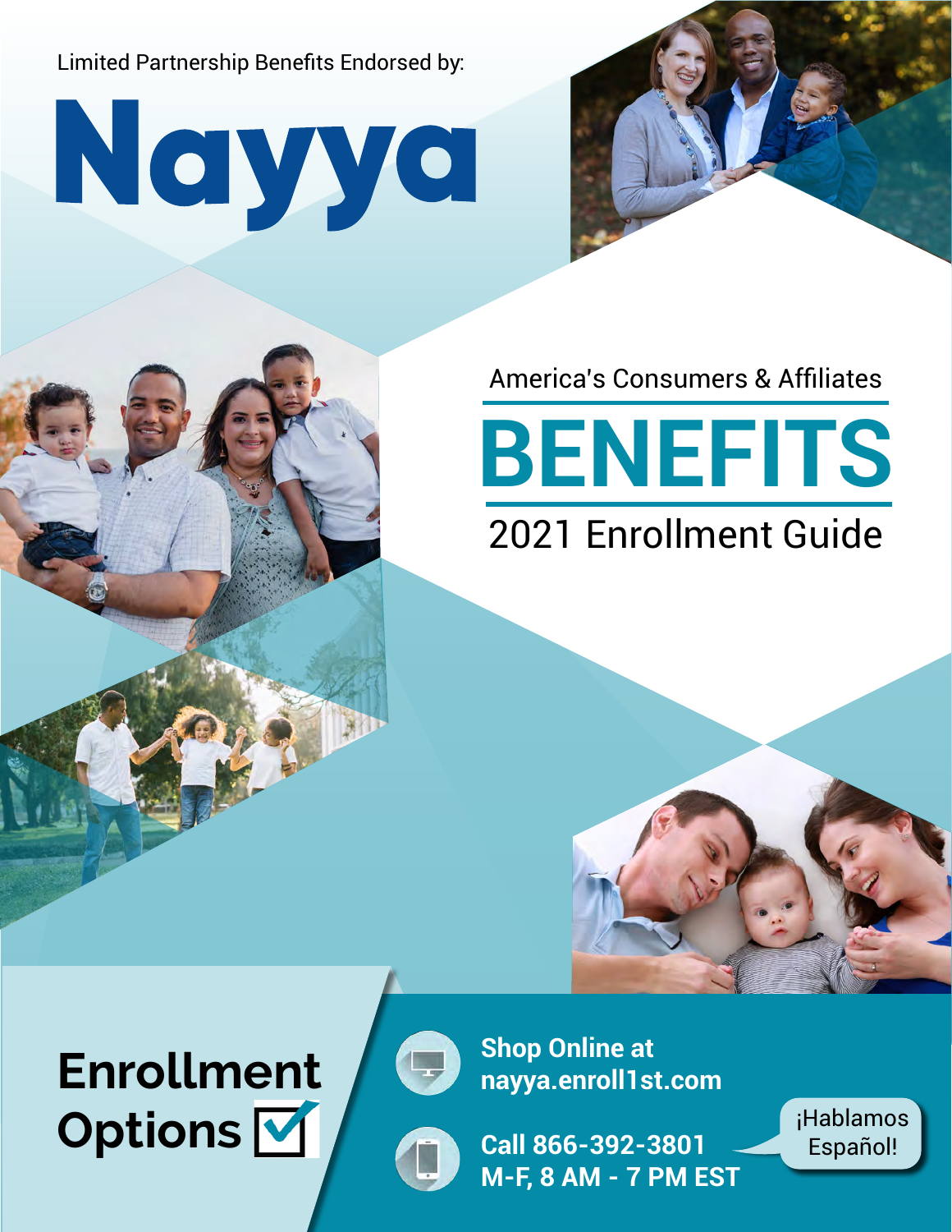Limited Partnership Benefits Endorsed by:

# Nayya

America's Consumers & Affiliates

# BENEFITS

## 2021 Enrollment Guide

## Enrollment Options ☑

**Shop Online at nayya.enroll1st.com**

**Call 866-392-3801**
**M-F, 8 AM - 7 PM EST**

¡Hablamos Español!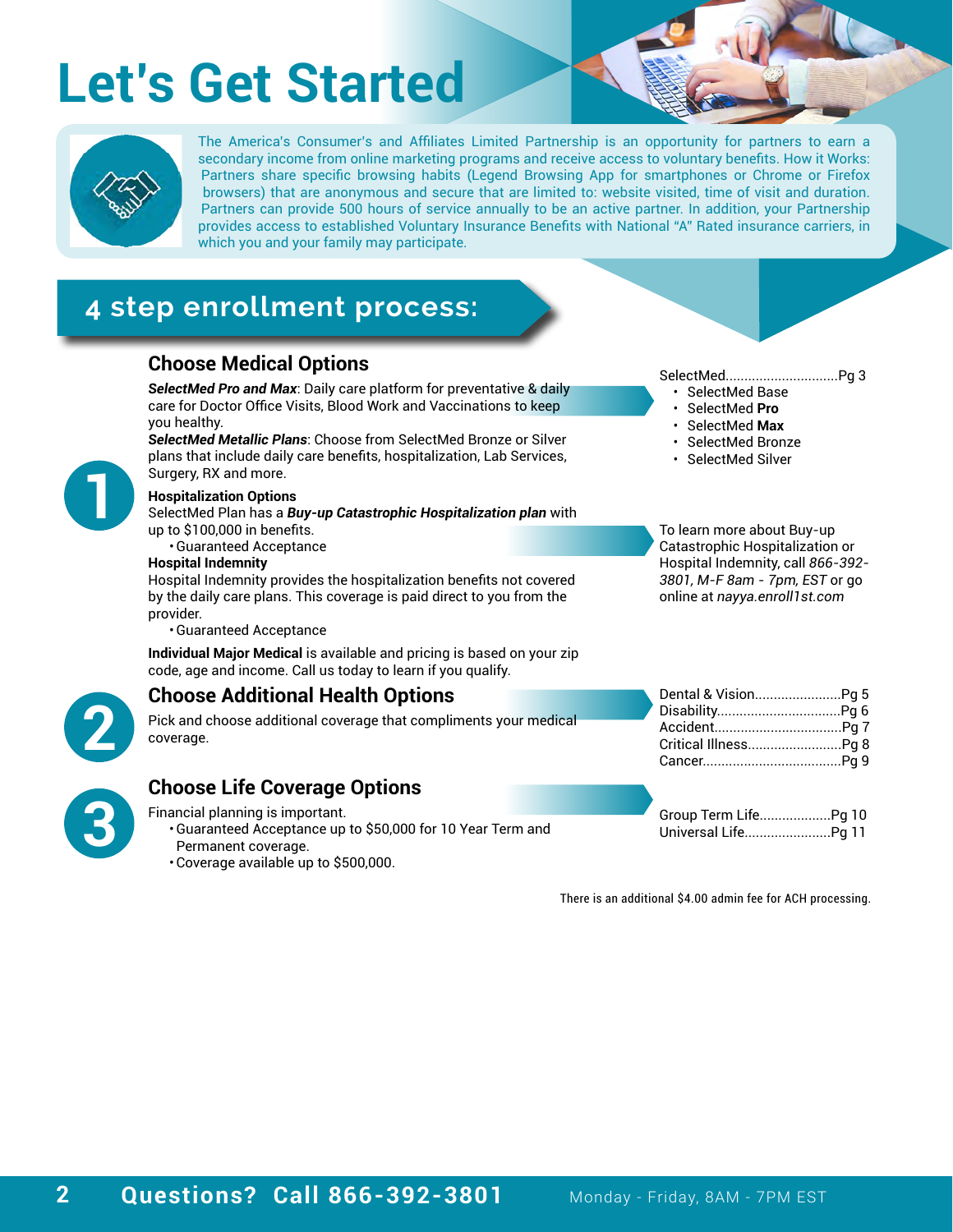# Let's Get Started

The America's Consumer's and Affiliates Limited Partnership is an opportunity for partners to earn a secondary income from online marketing programs and receive access to voluntary benefits. How it Works: Partners share specific browsing habits (Legend Browsing App for smartphones or Chrome or Firefox browsers) that are anonymous and secure that are limited to: website visited, time of visit and duration. Partners can provide 500 hours of service annually to be an active partner. In addition, your Partnership provides access to established Voluntary Insurance Benefits with National "A" Rated insurance carriers, in which you and your family may participate.

## 4 step enrollment process:

### 1 Choose Medical Options

***SelectMed Pro and Max***: Daily care platform for preventative & daily care for Doctor Office Visits, Blood Work and Vaccinations to keep you healthy.
***SelectMed Metallic Plans***: Choose from SelectMed Bronze or Silver plans that include daily care benefits, hospitalization, Lab Services, Surgery, RX and more.

SelectMed.............................Pg 3
- SelectMed Base
- SelectMed **Pro**
- SelectMed **Max**
- SelectMed Bronze
- SelectMed Silver

**Hospitalization Options**
SelectMed Plan has a ***Buy-up Catastrophic Hospitalization plan*** with up to $100,000 in benefits.
- Guaranteed Acceptance

**Hospital Indemnity**
Hospital Indemnity provides the hospitalization benefits not covered by the daily care plans. This coverage is paid direct to you from the provider.
- Guaranteed Acceptance

To learn more about Buy-up Catastrophic Hospitalization or Hospital Indemnity, call *866-392-3801, M-F 8am - 7pm, EST* or go online at *nayya.enroll1st.com*

**Individual Major Medical** is available and pricing is based on your zip code, age and income. Call us today to learn if you qualify.

### 2 Choose Additional Health Options

Pick and choose additional coverage that compliments your medical coverage.

Dental & Vision.......................Pg 5
Disability................................Pg 6
Accident.................................Pg 7
Critical Illness.........................Pg 8
Cancer....................................Pg 9

### 3 Choose Life Coverage Options

Financial planning is important.
- Guaranteed Acceptance up to $50,000 for 10 Year Term and Permanent coverage.
- Coverage available up to $500,000.

Group Term Life..................Pg 10
Universal Life......................Pg 11

There is an additional $4.00 admin fee for ACH processing.

**Questions? Call 866-392-3801** Monday - Friday, 8AM - 7PM EST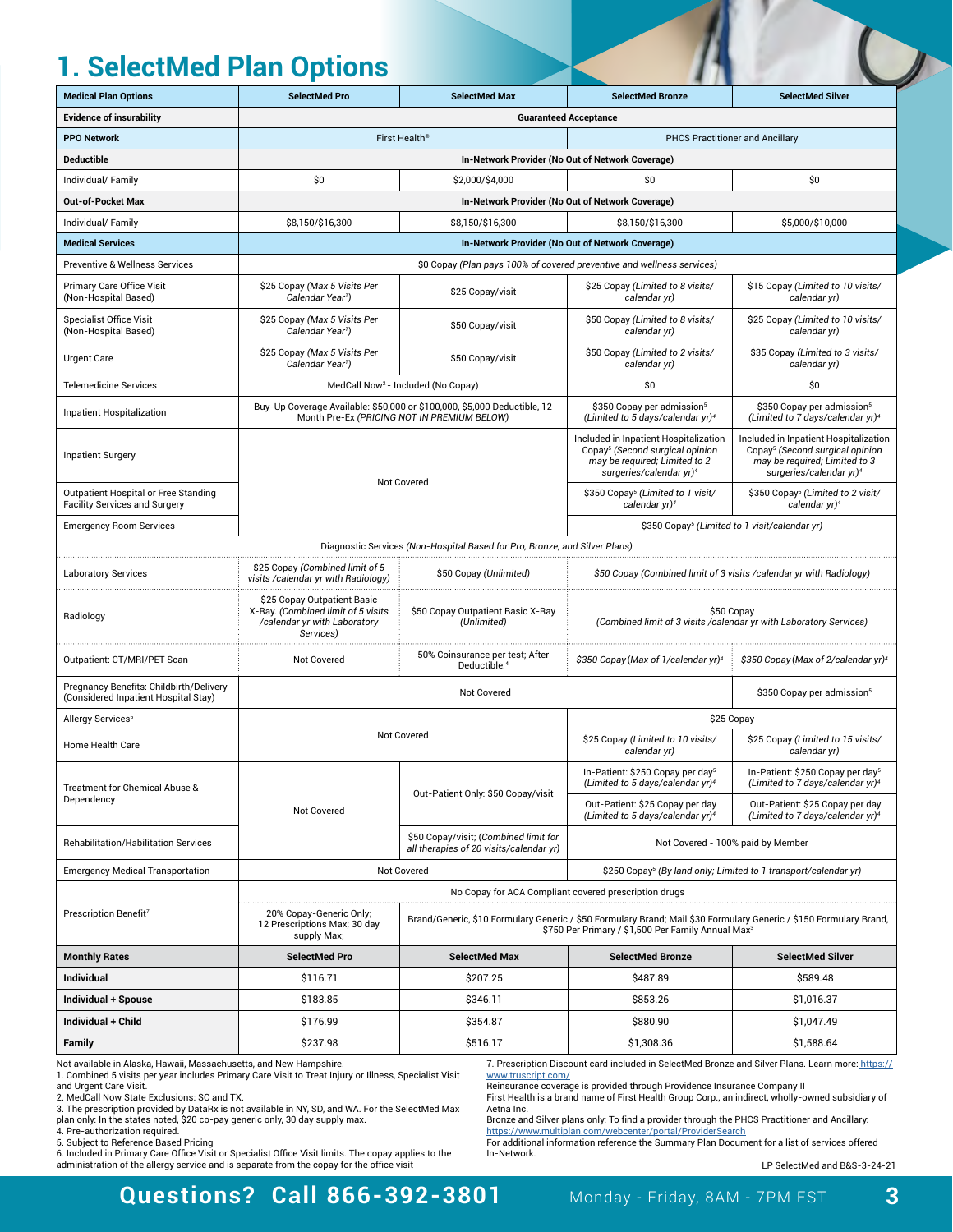# 1. SelectMed Plan Options

| Medical Plan Options | SelectMed Pro | SelectMed Max | SelectMed Bronze | SelectMed Silver |
|---|---|---|---|---|
| **Evidence of insurability** | Guaranteed Acceptance | | | |
| **PPO Network** | First Health® | | PHCS Practitioner and Ancillary | |
| **Deductible** | In-Network Provider (No Out of Network Coverage) | | | |
| Individual/ Family | $0 | $2,000/$4,000 | $0 | $0 |
| **Out-of-Pocket Max** | In-Network Provider (No Out of Network Coverage) | | | |
| Individual/ Family | $8,150/$16,300 | $8,150/$16,300 | $8,150/$16,300 | $5,000/$10,000 |
| **Medical Services** | In-Network Provider (No Out of Network Coverage) | | | |
| Preventive & Wellness Services | $0 Copay *(Plan pays 100% of covered preventive and wellness services)* | | | |
| Primary Care Office Visit (Non-Hospital Based) | $25 Copay *(Max 5 Visits Per Calendar Year[1])* | $25 Copay/visit | $25 Copay *(Limited to 8 visits/ calendar yr)* | $15 Copay *(Limited to 10 visits/ calendar yr)* |
| Specialist Office Visit (Non-Hospital Based) | $25 Copay *(Max 5 Visits Per Calendar Year[1])* | $50 Copay/visit | $50 Copay *(Limited to 8 visits/ calendar yr)* | $25 Copay *(Limited to 10 visits/ calendar yr)* |
| Urgent Care | $25 Copay *(Max 5 Visits Per Calendar Year[1])* | $50 Copay/visit | $50 Copay *(Limited to 2 visits/ calendar yr)* | $35 Copay *(Limited to 3 visits/ calendar yr)* |
| Telemedicine Services | MedCall Now[2] - Included (No Copay) | | $0 | $0 |
| Inpatient Hospitalization | Buy-Up Coverage Available: $50,000 or $100,000, $5,000 Deductible, 12 Month Pre-Ex *(PRICING NOT IN PREMIUM BELOW)* | | $350 Copay per admission[5] *(Limited to 5 days/calendar yr)[4]* | $350 Copay per admission[5] *(Limited to 7 days/calendar yr)[4]* |
| Inpatient Surgery | Not Covered | | Included in Inpatient Hospitalization Copay[5] *(Second surgical opinion may be required; Limited to 2 surgeries/calendar yr)[4]* | Included in Inpatient Hospitalization Copay[5] *(Second surgical opinion may be required; Limited to 3 surgeries/calendar yr)[4]* |
| Outpatient Hospital or Free Standing Facility Services and Surgery | Not Covered | | $350 Copay[5] *(Limited to 1 visit/ calendar yr)[4]* | $350 Copay[5] *(Limited to 2 visit/ calendar yr)[4]* |
| Emergency Room Services | Not Covered | | $350 Copay[5] *(Limited to 1 visit/calendar yr)* | |
| Diagnostic Services *(Non-Hospital Based for Pro, Bronze, and Silver Plans)* | | | | |
| Laboratory Services | $25 Copay *(Combined limit of 5 visits /calendar yr with Radiology)* | $50 Copay *(Unlimited)* | *$50 Copay (Combined limit of 3 visits /calendar yr with Radiology)* | |
| Radiology | $25 Copay Outpatient Basic X-Ray. *(Combined limit of 5 visits /calendar yr with Laboratory Services)* | $50 Copay Outpatient Basic X-Ray *(Unlimited)* | $50 Copay *(Combined limit of 3 visits /calendar yr with Laboratory Services)* | |
| Outpatient: CT/MRI/PET Scan | Not Covered | 50% Coinsurance per test; After Deductible.[4] | *$350 Copay (Max of 1/calendar yr)[4]* | *$350 Copay (Max of 2/calendar yr)[4]* |
| Pregnancy Benefits: Childbirth/Delivery (Considered Inpatient Hospital Stay) | Not Covered | | | $350 Copay per admission[5] |
| Allergy Services[6] | Not Covered | | $25 Copay | |
| Home Health Care | Not Covered | | $25 Copay *(Limited to 10 visits/ calendar yr)* | $25 Copay *(Limited to 15 visits/ calendar yr)* |
| Treatment for Chemical Abuse & Dependency | Not Covered | Out-Patient Only: $50 Copay/visit | In-Patient: $250 Copay per day[5] *(Limited to 5 days/calendar yr)[4]*; Out-Patient: $25 Copay per day *(Limited to 5 days/calendar yr)[4]* | In-Patient: $250 Copay per day[5] *(Limited to 7 days/calendar yr)[4]*; Out-Patient: $25 Copay per day *(Limited to 7 days/calendar yr)[4]* |
| Rehabilitation/Habilitation Services | Not Covered | $50 Copay/visit; *(Combined limit for all therapies of 20 visits/calendar yr)* | Not Covered - 100% paid by Member | |
| Emergency Medical Transportation | Not Covered | | $250 Copay[5] *(By land only; Limited to 1 transport/calendar yr)* | |
| Prescription Benefit[7] | No Copay for ACA Compliant covered prescription drugs | | | |
| | 20% Copay-Generic Only; 12 Prescriptions Max; 30 day supply Max; | Brand/Generic, $10 Formulary Generic / $50 Formulary Brand; Mail $30 Formulary Generic / $150 Formulary Brand, $750 Per Primary / $1,500 Per Family Annual Max[3] | | |
| **Monthly Rates** | **SelectMed Pro** | **SelectMed Max** | **SelectMed Bronze** | **SelectMed Silver** |
| **Individual** | $116.71 | $207.25 | $487.89 | $589.48 |
| **Individual + Spouse** | $183.85 | $346.11 | $853.26 | $1,016.37 |
| **Individual + Child** | $176.99 | $354.87 | $880.90 | $1,047.49 |
| **Family** | $237.98 | $516.17 | $1,308.36 | $1,588.64 |

Not available in Alaska, Hawaii, Massachusetts, and New Hampshire.

1. Combined 5 visits per year includes Primary Care Visit to Treat Injury or Illness, Specialist Visit and Urgent Care Visit.
2. MedCall Now State Exclusions: SC and TX.
3. The prescription provided by DataRx is not available in NY, SD, and WA. For the SelectMed Max plan only: In the states noted, $20 co-pay generic only, 30 day supply max.
4. Pre-authorization required.
5. Subject to Reference Based Pricing
6. Included in Primary Care Office Visit or Specialist Office Visit limits. The copay applies to the administration of the allergy service and is separate from the copay for the office visit
7. Prescription Discount card included in SelectMed Bronze and Silver Plans. Learn more: https://www.truscript.com/

Reinsurance coverage is provided through Providence Insurance Company II

First Health is a brand name of First Health Group Corp., an indirect, wholly-owned subsidiary of Aetna Inc.

Bronze and Silver plans only: To find a provider through the PHCS Practitioner and Ancillary: https://www.multiplan.com/webcenter/portal/ProviderSearch

For additional information reference the Summary Plan Document for a list of services offered In-Network.

LP SelectMed and B&S-3-24-21

**Questions? Call 866-392-3801** Monday - Friday, 8AM - 7PM EST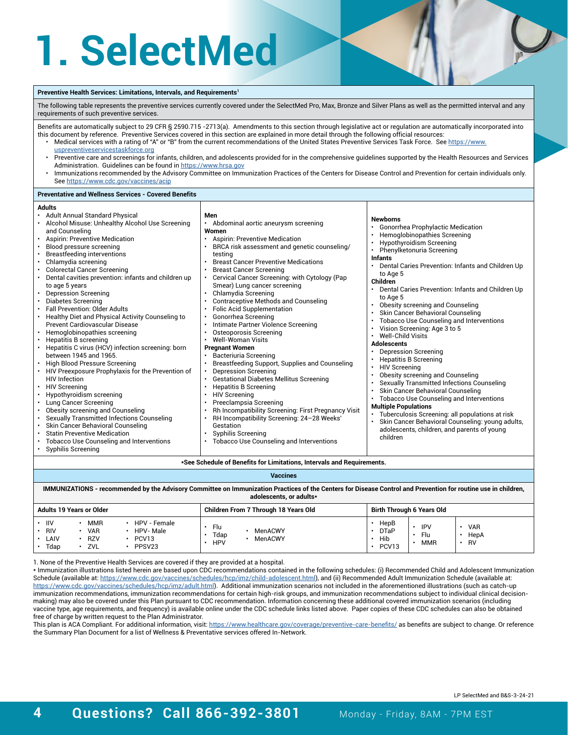# 1. SelectMed

**Preventive Health Services: Limitations, Intervals, and Requirements[1]**

The following table represents the preventive services currently covered under the SelectMed Pro, Max, Bronze and Silver Plans as well as the permitted interval and any requirements of such preventive services.

Benefits are automatically subject to 29 CFR § 2590.715 -2713(a). Amendments to this section through legislative act or regulation are automatically incorporated into this document by reference. Preventive Services covered in this section are explained in more detail through the following official resources:

- Medical services with a rating of "A" or "B" from the current recommendations of the United States Preventive Services Task Force. See https://www.uspreventiveservicestaskforce.org
- Preventive care and screenings for infants, children, and adolescents provided for in the comprehensive guidelines supported by the Health Resources and Services Administration. Guidelines can be found in https://www.hrsa.gov
- Immunizations recommended by the Advisory Committee on Immunization Practices of the Centers for Disease Control and Prevention for certain individuals only. See https://www.cdc.gov/vaccines/acip

**Preventative and Wellness Services - Covered Benefits**

**Adults**

- Adult Annual Standard Physical
- Alcohol Misuse: Unhealthy Alcohol Use Screening and Counseling
- Aspirin: Preventive Medication
- Blood pressure screening
- Breastfeeding interventions
- Chlamydia screening
- Colorectal Cancer Screening
- Dental cavities prevention: infants and children up to age 5 years
- Depression Screening
- Diabetes Screening
- Fall Prevention: Older Adults
- Healthy Diet and Physical Activity Counseling to Prevent Cardiovascular Disease
- Hemoglobinopathies screening
- Hepatitis B screening
- Hepatitis C virus (HCV) infection screening: born between 1945 and 1965.
- High Blood Pressure Screening
- HIV Preexposure Prophylaxis for the Prevention of HIV Infection
- HIV Screening
- Hypothyroidism screening
- Lung Cancer Screening
- Obesity screening and Counseling
- Sexually Transmitted Infections Counseling
- Skin Cancer Behavioral Counseling
- Statin Preventive Medication
- Tobacco Use Counseling and Interventions
- Syphilis Screening

**Men**

- Abdominal aortic aneurysm screening

**Women**

- Aspirin: Preventive Medication
- BRCA risk assessment and genetic counseling/testing
- Breast Cancer Preventive Medications
- Breast Cancer Screening
- Cervical Cancer Screening: with Cytology (Pap Smear) Lung cancer screening
- Chlamydia Screening
- Contraceptive Methods and Counseling
- Folic Acid Supplementation
- Gonorrhea Screening
- Intimate Partner Violence Screening
- Osteoporosis Screening
- Well-Woman Visits

**Pregnant Women**

- Bacteriuria Screening
- Breastfeeding Support, Supplies and Counseling
- Depression Screening
- Gestational Diabetes Mellitus Screening
- Hepatitis B Screening
- HIV Screening
- Preeclampsia Screening
- Rh Incompatibility Screening: First Pregnancy Visit
- RH Incompatibility Screening: 24–28 Weeks' Gestation
- Syphilis Screening
- Tobacco Use Counseling and Interventions

**Newborns**

- Gonorrhea Prophylactic Medication
- Hemoglobinopathies Screening
- Hypothyroidism Screening
- Phenylketonuria Screening

**Infants**

- Dental Caries Prevention: Infants and Children Up to Age 5

**Children**

- Dental Caries Prevention: Infants and Children Up to Age 5
- Obesity screening and Counseling
- Skin Cancer Behavioral Counseling
- Tobacco Use Counseling and Interventions
- Vision Screening: Age 3 to 5
- Well-Child Visits

**Adolescents**

- Depression Screening
- Hepatitis B Screening
- HIV Screening
- Obesity screening and Counseling
- Sexually Transmitted Infections Counseling
- Skin Cancer Behavioral Counseling
- Tobacco Use Counseling and Interventions

**Multiple Populations**

- Tuberculosis Screening: all populations at risk
- Skin Cancer Behavioral Counseling: young adults, adolescents, children, and parents of young children

**\*See Schedule of Benefits for Limitations, Intervals and Requirements.**

**Vaccines**

**IMMUNIZATIONS - recommended by the Advisory Committee on Immunization Practices of the Centers for Disease Control and Prevention for routine use in children, adolescents, or adults\***

| Adults 19 Years or Older | Children From 7 Through 18 Years Old | Birth Through 6 Years Old |
|---|---|---|
| IIV, RIV, LAIV, Tdap, MMR, VAR, RZV, ZVL, HPV - Female, HPV- Male, PCV13, PPSV23 | Flu, Tdap, HPV, MenACWY, MenACWY | HepB, DTaP, Hib, PCV13, IPV, Flu, MMR, VAR, HepA, RV |

1. None of the Preventive Health Services are covered if they are provided at a hospital.

\* Immunization illustrations listed herein are based upon CDC recommendations contained in the following schedules: (i) Recommended Child and Adolescent Immunization Schedule (available at: https://www.cdc.gov/vaccines/schedules/hcp/imz/child-adolescent.html), and (ii) Recommended Adult Immunization Schedule (available at: https://www.cdc.gov/vaccines/schedules/hcp/imz/adult.html). Additional immunization scenarios not included in the aforementioned illustrations (such as catch-up immunization recommendations, immunization recommendations for certain high-risk groups, and immunization recommendations subject to individual clinical decision-making) may also be covered under this Plan pursuant to CDC recommendation. Information concerning these additional covered immunization scenarios (including vaccine type, age requirements, and frequency) is available online under the CDC schedule links listed above. Paper copies of these CDC schedules can also be obtained free of charge by written request to the Plan Administrator.

This plan is ACA Compliant. For additional information, visit: https://www.healthcare.gov/coverage/preventive-care-benefits/ as benefits are subject to change. Or reference the Summary Plan Document for a list of Wellness & Preventative services offered In-Network.

LP SelectMed and B&S-3-24-21

**Questions? Call 866-392-3801** Monday - Friday, 8AM - 7PM EST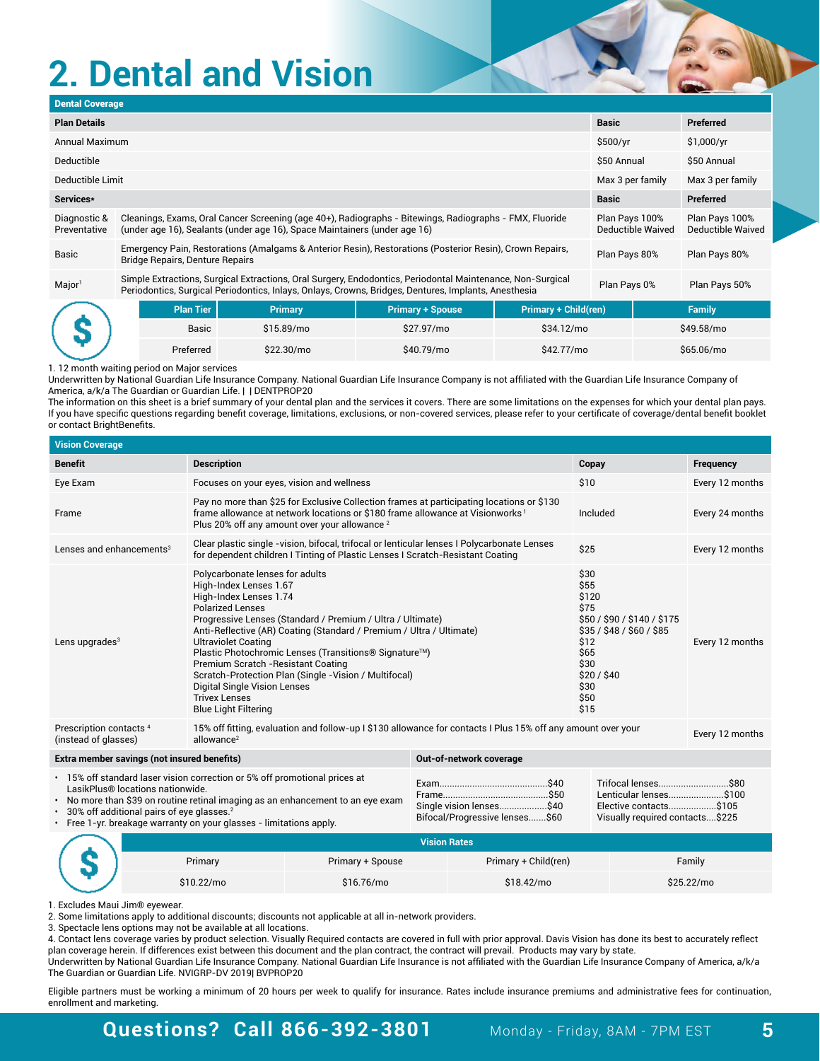# 2. Dental and Vision

**Dental Coverage**

| Plan Details | | Basic | Preferred |
|---|---|---|---|
| Annual Maximum | | $500/yr | $1,000/yr |
| Deductible | | $50 Annual | $50 Annual |
| Deductible Limit | | Max 3 per family | Max 3 per family |
| **Services*** | | **Basic** | **Preferred** |
| Diagnostic & Preventative | Cleanings, Exams, Oral Cancer Screening (age 40+), Radiographs - Bitewings, Radiographs - FMX, Fluoride (under age 16), Sealants (under age 16), Space Maintainers (under age 16) | Plan Pays 100% Deductible Waived | Plan Pays 100% Deductible Waived |
| Basic | Emergency Pain, Restorations (Amalgams & Anterior Resin), Restorations (Posterior Resin), Crown Repairs, Bridge Repairs, Denture Repairs | Plan Pays 80% | Plan Pays 80% |
| Major[1] | Simple Extractions, Surgical Extractions, Oral Surgery, Endodontics, Periodontal Maintenance, Non-Surgical Periodontics, Surgical Periodontics, Inlays, Onlays, Crowns, Bridges, Dentures, Implants, Anesthesia | Plan Pays 0% | Plan Pays 50% |

| Plan Tier | Primary | Primary + Spouse | Primary + Child(ren) | Family |
|---|---|---|---|---|
| Basic | $15.89/mo | $27.97/mo | $34.12/mo | $49.58/mo |
| Preferred | $22.30/mo | $40.79/mo | $42.77/mo | $65.06/mo |

1. 12 month waiting period on Major services

Underwritten by National Guardian Life Insurance Company. National Guardian Life Insurance Company is not affiliated with the Guardian Life Insurance Company of America, a/k/a The Guardian or Guardian Life. | | DENTPROP20

The information on this sheet is a brief summary of your dental plan and the services it covers. There are some limitations on the expenses for which your dental plan pays. If you have specific questions regarding benefit coverage, limitations, exclusions, or non-covered services, please refer to your certificate of coverage/dental benefit booklet or contact BrightBenefits.

**Vision Coverage**

| Benefit | Description | Copay | Frequency |
|---|---|---|---|
| Eye Exam | Focuses on your eyes, vision and wellness | $10 | Every 12 months |
| Frame | Pay no more than $25 for Exclusive Collection frames at participating locations or $130 frame allowance at network locations or $180 frame allowance at Visionworks[1] Plus 20% off any amount over your allowance[2] | Included | Every 24 months |
| Lenses and enhancements[3] | Clear plastic single -vision, bifocal, trifocal or lenticular lenses I Polycarbonate Lenses for dependent children I Tinting of Plastic Lenses I Scratch-Resistant Coating | $25 | Every 12 months |
| Lens upgrades[3] | Polycarbonate lenses for adults<br>High-Index Lenses 1.67<br>High-Index Lenses 1.74<br>Polarized Lenses<br>Progressive Lenses (Standard / Premium / Ultra / Ultimate)<br>Anti-Reflective (AR) Coating (Standard / Premium / Ultra / Ultimate)<br>Ultraviolet Coating<br>Plastic Photochromic Lenses (Transitions® Signature™)<br>Premium Scratch -Resistant Coating<br>Scratch-Protection Plan (Single -Vision / Multifocal)<br>Digital Single Vision Lenses<br>Trivex Lenses<br>Blue Light Filtering | $30<br>$55<br>$120<br>$75<br>$50 / $90 / $140 / $175<br>$35 / $48 / $60 / $85<br>$12<br>$65<br>$30<br>$20 / $40<br>$30<br>$50<br>$15 | Every 12 months |
| Prescription contacts[4] (instead of glasses) | 15% off fitting, evaluation and follow-up I $130 allowance for contacts I Plus 15% off any amount over your allowance[2] | | Every 12 months |

**Extra member savings (not insured benefits)**

- 15% off standard laser vision correction or 5% off promotional prices at LasikPlus® locations nationwide.
- No more than $39 on routine retinal imaging as an enhancement to an eye exam
- 30% off additional pairs of eye glasses.[2]
- Free 1-yr. breakage warranty on your glasses - limitations apply.

**Out-of-network coverage**

| | | | |
|---|---|---|---|
| Exam | $40 | Trifocal lenses | $80 |
| Frame | $50 | Lenticular lenses | $100 |
| Single vision lenses | $40 | Elective contacts | $105 |
| Bifocal/Progressive lenses | $60 | Visually required contacts | $225 |

**Vision Rates**

| Primary | Primary + Spouse | Primary + Child(ren) | Family |
|---|---|---|---|
| $10.22/mo | $16.76/mo | $18.42/mo | $25.22/mo |

1. Excludes Maui Jim® eyewear.
2. Some limitations apply to additional discounts; discounts not applicable at all in-network providers.
3. Spectacle lens options may not be available at all locations.
4. Contact lens coverage varies by product selection. Visually Required contacts are covered in full with prior approval. Davis Vision has done its best to accurately reflect plan coverage herein. If differences exist between this document and the plan contract, the contract will prevail. Products may vary by state.

Underwritten by National Guardian Life Insurance Company. National Guardian Life Insurance is not affiliated with the Guardian Life Insurance Company of America, a/k/a The Guardian or Guardian Life. NVIGRP-DV 2019| BVPROP20

Eligible partners must be working a minimum of 20 hours per week to qualify for insurance. Rates include insurance premiums and administrative fees for continuation, enrollment and marketing.

**Questions? Call 866-392-3801** Monday - Friday, 8AM - 7PM EST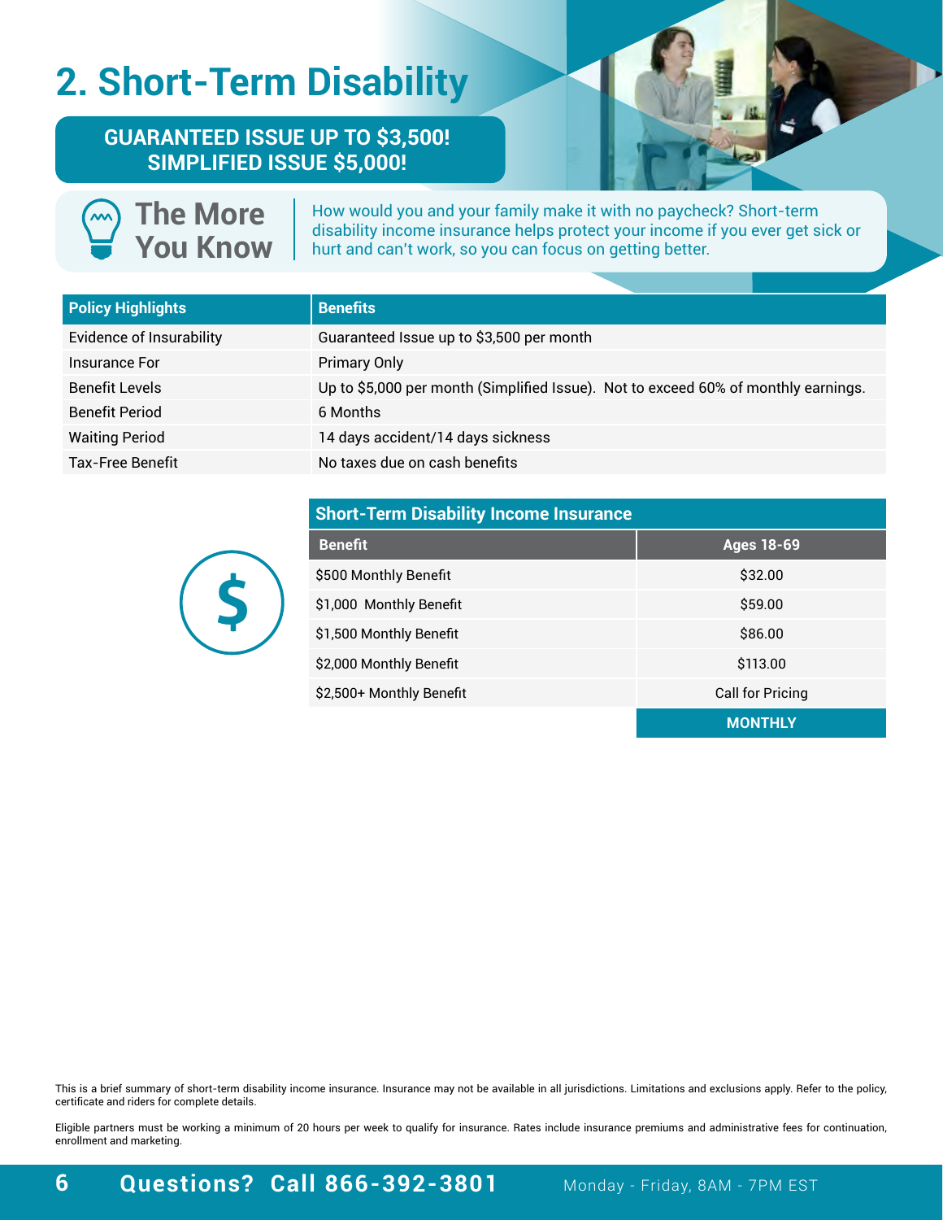# 2. Short-Term Disability

**GUARANTEED ISSUE UP TO $3,500!**
**SIMPLIFIED ISSUE $5,000!**

**The More You Know**

How would you and your family make it with no paycheck? Short-term disability income insurance helps protect your income if you ever get sick or hurt and can't work, so you can focus on getting better.

| Policy Highlights | Benefits |
|---|---|
| Evidence of Insurability | Guaranteed Issue up to $3,500 per month |
| Insurance For | Primary Only |
| Benefit Levels | Up to $5,000 per month (Simplified Issue). Not to exceed 60% of monthly earnings. |
| Benefit Period | 6 Months |
| Waiting Period | 14 days accident/14 days sickness |
| Tax-Free Benefit | No taxes due on cash benefits |

**Short-Term Disability Income Insurance**

| Benefit | Ages 18-69 |
|---|---|
| $500 Monthly Benefit | $32.00 |
| $1,000 Monthly Benefit | $59.00 |
| $1,500 Monthly Benefit | $86.00 |
| $2,000 Monthly Benefit | $113.00 |
| $2,500+ Monthly Benefit | Call for Pricing |
| | **MONTHLY** |

This is a brief summary of short-term disability income insurance. Insurance may not be available in all jurisdictions. Limitations and exclusions apply. Refer to the policy, certificate and riders for complete details.

Eligible partners must be working a minimum of 20 hours per week to qualify for insurance. Rates include insurance premiums and administrative fees for continuation, enrollment and marketing.

**Questions? Call 866-392-3801** Monday - Friday, 8AM - 7PM EST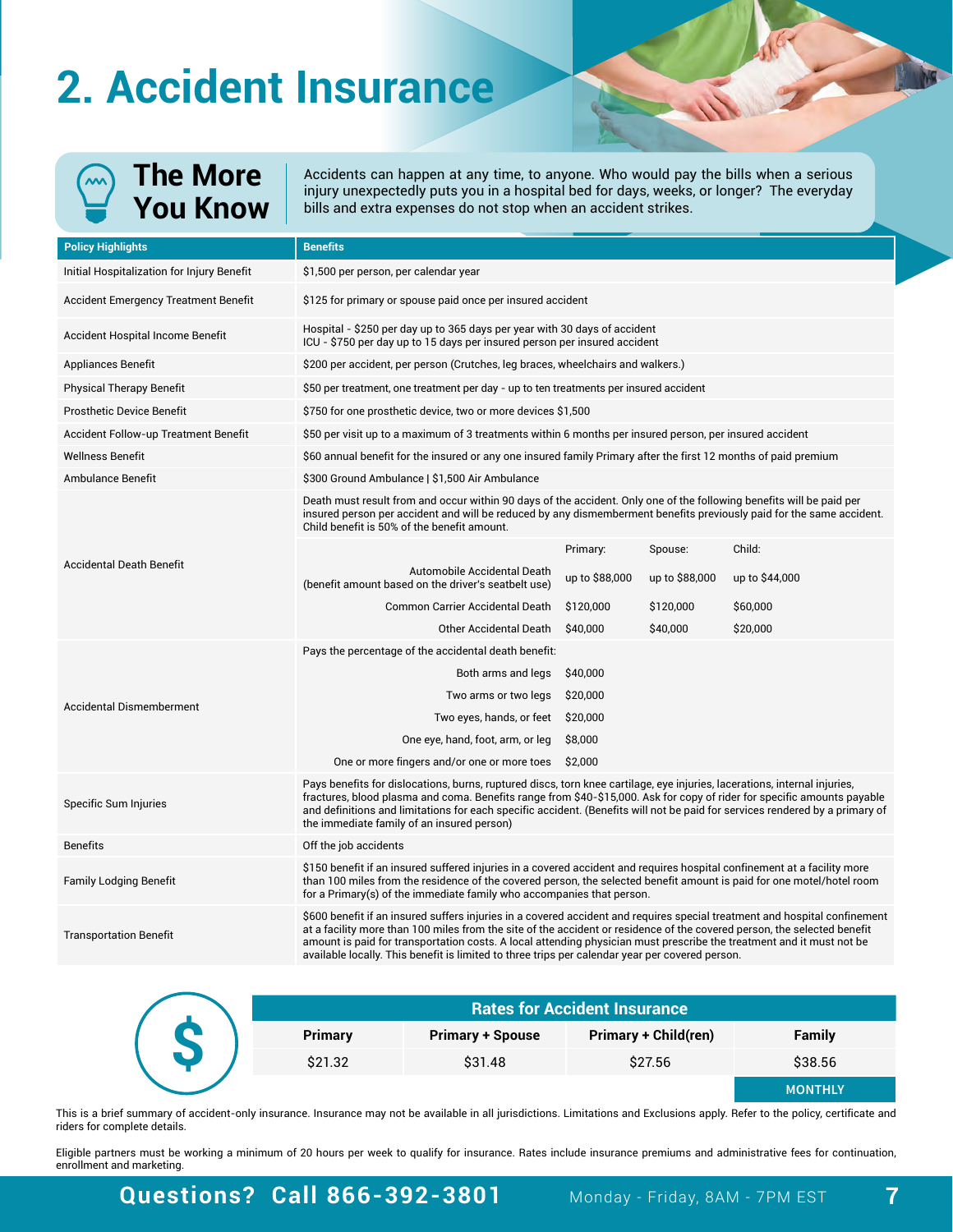# 2. Accident Insurance

## The More You Know

Accidents can happen at any time, to anyone. Who would pay the bills when a serious injury unexpectedly puts you in a hospital bed for days, weeks, or longer? The everyday bills and extra expenses do not stop when an accident strikes.

| Policy Highlights | Benefits | | | |
|---|---|---|---|---|
| Initial Hospitalization for Injury Benefit | $1,500 per person, per calendar year | | | |
| Accident Emergency Treatment Benefit | $125 for primary or spouse paid once per insured accident | | | |
| Accident Hospital Income Benefit | Hospital - $250 per day up to 365 days per year with 30 days of accident<br>ICU - $750 per day up to 15 days per insured person per insured accident | | | |
| Appliances Benefit | $200 per accident, per person (Crutches, leg braces, wheelchairs and walkers.) | | | |
| Physical Therapy Benefit | $50 per treatment, one treatment per day - up to ten treatments per insured accident | | | |
| Prosthetic Device Benefit | $750 for one prosthetic device, two or more devices $1,500 | | | |
| Accident Follow-up Treatment Benefit | $50 per visit up to a maximum of 3 treatments within 6 months per insured person, per insured accident | | | |
| Wellness Benefit | $60 annual benefit for the insured or any one insured family Primary after the first 12 months of paid premium | | | |
| Ambulance Benefit | $300 Ground Ambulance \| $1,500 Air Ambulance | | | |
| Accidental Death Benefit | Death must result from and occur within 90 days of the accident. Only one of the following benefits will be paid per insured person per accident and will be reduced by any dismemberment benefits previously paid for the same accident. Child benefit is 50% of the benefit amount. | | | |
| | | Primary: | Spouse: | Child: |
| | Automobile Accidental Death (benefit amount based on the driver's seatbelt use) | up to $88,000 | up to $88,000 | up to $44,000 |
| | Common Carrier Accidental Death | $120,000 | $120,000 | $60,000 |
| | Other Accidental Death | $40,000 | $40,000 | $20,000 |
| Accidental Dismemberment | Pays the percentage of the accidental death benefit: | | | |
| | Both arms and legs | $40,000 | | |
| | Two arms or two legs | $20,000 | | |
| | Two eyes, hands, or feet | $20,000 | | |
| | One eye, hand, foot, arm, or leg | $8,000 | | |
| | One or more fingers and/or one or more toes | $2,000 | | |
| Specific Sum Injuries | Pays benefits for dislocations, burns, ruptured discs, torn knee cartilage, eye injuries, lacerations, internal injuries, fractures, blood plasma and coma. Benefits range from $40-$15,000. Ask for copy of rider for specific amounts payable and definitions and limitations for each specific accident. (Benefits will not be paid for services rendered by a primary of the immediate family of an insured person) | | | |
| Benefits | Off the job accidents | | | |
| Family Lodging Benefit | $150 benefit if an insured suffered injuries in a covered accident and requires hospital confinement at a facility more than 100 miles from the residence of the covered person, the selected benefit amount is paid for one motel/hotel room for a Primary(s) of the immediate family who accompanies that person. | | | |
| Transportation Benefit | $600 benefit if an insured suffers injuries in a covered accident and requires special treatment and hospital confinement at a facility more than 100 miles from the site of the accident or residence of the covered person, the selected benefit amount is paid for transportation costs. A local attending physician must prescribe the treatment and it must not be available locally. This benefit is limited to three trips per calendar year per covered person. | | | |

**Rates for Accident Insurance**

| Primary | Primary + Spouse | Primary + Child(ren) | Family |
|---|---|---|---|
| $21.32 | $31.48 | $27.56 | $38.56 |
| | | | MONTHLY |

This is a brief summary of accident-only insurance. Insurance may not be available in all jurisdictions. Limitations and Exclusions apply. Refer to the policy, certificate and riders for complete details.

Eligible partners must be working a minimum of 20 hours per week to qualify for insurance. Rates include insurance premiums and administrative fees for continuation, enrollment and marketing.

**Questions? Call 866-392-3801** Monday - Friday, 8AM - 7PM EST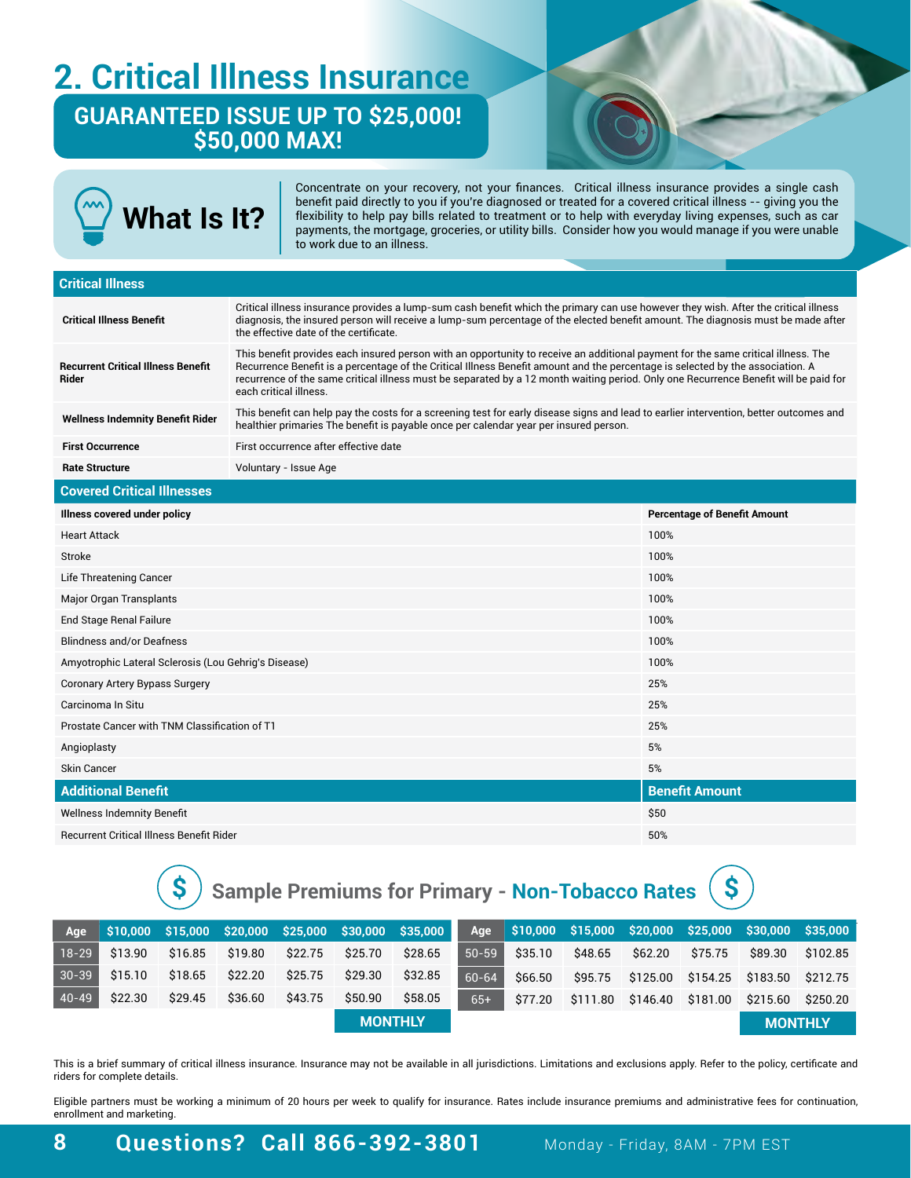# 2. Critical Illness Insurance

**GUARANTEED ISSUE UP TO $25,000!**
**$50,000 MAX!**

## What Is It?

Concentrate on your recovery, not your finances. Critical illness insurance provides a single cash benefit paid directly to you if you're diagnosed or treated for a covered critical illness -- giving you the flexibility to help pay bills related to treatment or to help with everyday living expenses, such as car payments, the mortgage, groceries, or utility bills. Consider how you would manage if you were unable to work due to an illness.

| Critical Illness | |
|---|---|
| **Critical Illness Benefit** | Critical illness insurance provides a lump-sum cash benefit which the primary can use however they wish. After the critical illness diagnosis, the insured person will receive a lump-sum percentage of the elected benefit amount. The diagnosis must be made after the effective date of the certificate. |
| **Recurrent Critical Illness Benefit Rider** | This benefit provides each insured person with an opportunity to receive an additional payment for the same critical illness. The Recurrence Benefit is a percentage of the Critical Illness Benefit amount and the percentage is selected by the association. A recurrence of the same critical illness must be separated by a 12 month waiting period. Only one Recurrence Benefit will be paid for each critical illness. |
| **Wellness Indemnity Benefit Rider** | This benefit can help pay the costs for a screening test for early disease signs and lead to earlier intervention, better outcomes and healthier primaries The benefit is payable once per calendar year per insured person. |
| **First Occurrence** | First occurrence after effective date |
| **Rate Structure** | Voluntary - Issue Age |

| Covered Critical Illnesses | |
|---|---|
| **Illness covered under policy** | **Percentage of Benefit Amount** |
| Heart Attack | 100% |
| Stroke | 100% |
| Life Threatening Cancer | 100% |
| Major Organ Transplants | 100% |
| End Stage Renal Failure | 100% |
| Blindness and/or Deafness | 100% |
| Amyotrophic Lateral Sclerosis (Lou Gehrig's Disease) | 100% |
| Coronary Artery Bypass Surgery | 25% |
| Carcinoma In Situ | 25% |
| Prostate Cancer with TNM Classification of T1 | 25% |
| Angioplasty | 5% |
| Skin Cancer | 5% |
| **Additional Benefit** | **Benefit Amount** |
| Wellness Indemnity Benefit | $50 |
| Recurrent Critical Illness Benefit Rider | 50% |

## Sample Premiums for Primary - Non-Tobacco Rates

| Age | $10,000 | $15,000 | $20,000 | $25,000 | $30,000 | $35,000 |
|---|---|---|---|---|---|---|
| 18-29 | $13.90 | $16.85 | $19.80 | $22.75 | $25.70 | $28.65 |
| 30-39 | $15.10 | $18.65 | $22.20 | $25.75 | $29.30 | $32.85 |
| 40-49 | $22.30 | $29.45 | $36.60 | $43.75 | $50.90 | $58.05 |
| 50-59 | $35.10 | $48.65 | $62.20 | $75.75 | $89.30 | $102.85 |
| 60-64 | $66.50 | $95.75 | $125.00 | $154.25 | $183.50 | $212.75 |
| 65+ | $77.20 | $111.80 | $146.40 | $181.00 | $215.60 | $250.20 |

**MONTHLY**

This is a brief summary of critical illness insurance. Insurance may not be available in all jurisdictions. Limitations and exclusions apply. Refer to the policy, certificate and riders for complete details.

Eligible partners must be working a minimum of 20 hours per week to qualify for insurance. Rates include insurance premiums and administrative fees for continuation, enrollment and marketing.

**Questions? Call 866-392-3801** Monday - Friday, 8AM - 7PM EST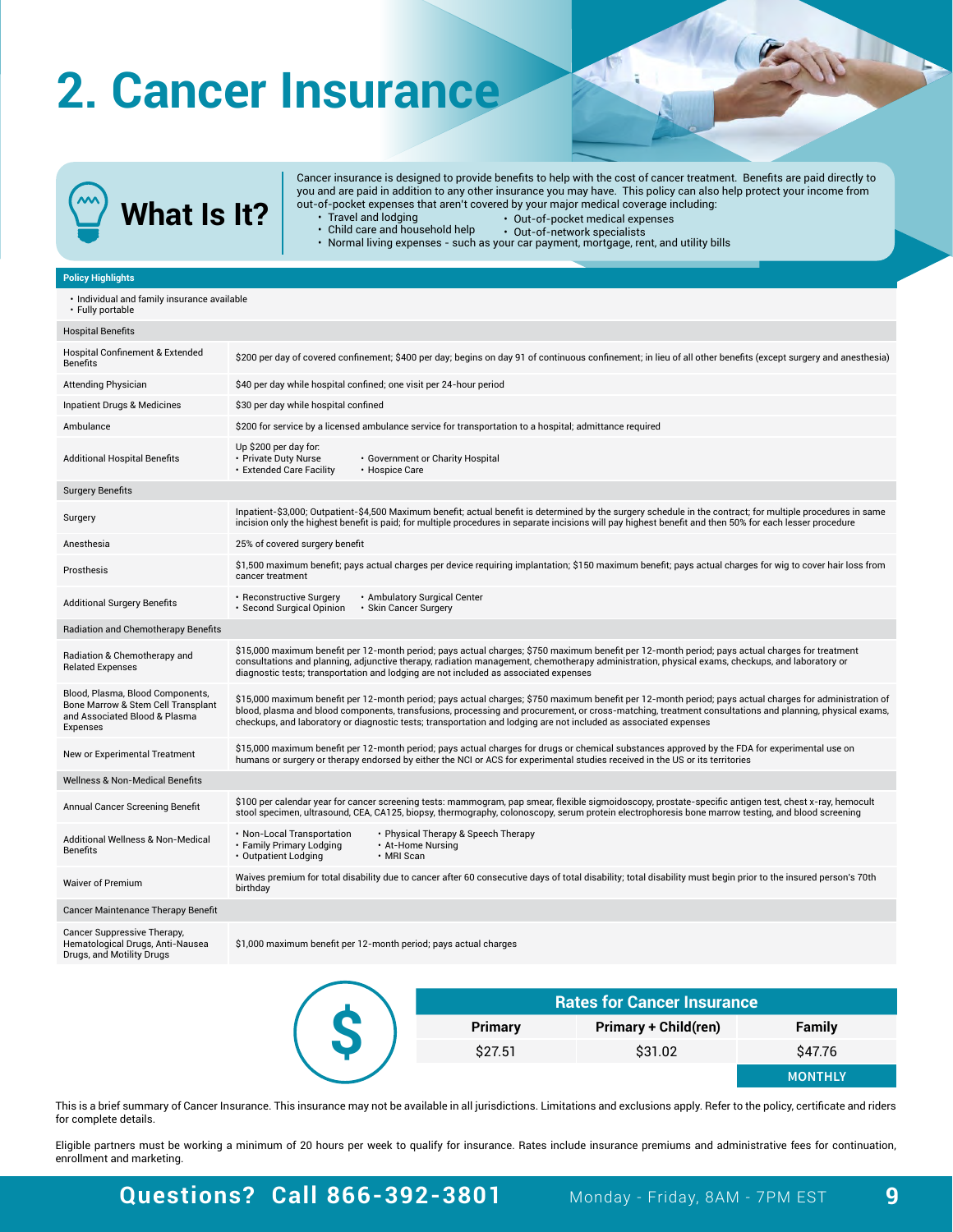# 2. Cancer Insurance

## What Is It?

Cancer insurance is designed to provide benefits to help with the cost of cancer treatment. Benefits are paid directly to you and are paid in addition to any other insurance you may have. This policy can also help protect your income from out-of-pocket expenses that aren't covered by your major medical coverage including:

- Travel and lodging
- Child care and household help
- Normal living expenses - such as your car payment, mortgage, rent, and utility bills
- Out-of-pocket medical expenses
- Out-of-network specialists

| Policy Highlights | |
|---|---|
| • Individual and family insurance available<br>• Fully portable | |
| **Hospital Benefits** | |
| Hospital Confinement & Extended Benefits | $200 per day of covered confinement; $400 per day; begins on day 91 of continuous confinement; in lieu of all other benefits (except surgery and anesthesia) |
| Attending Physician | $40 per day while hospital confined; one visit per 24-hour period |
| Inpatient Drugs & Medicines | $30 per day while hospital confined |
| Ambulance | $200 for service by a licensed ambulance service for transportation to a hospital; admittance required |
| Additional Hospital Benefits | Up $200 per day for:<br>• Private Duty Nurse<br>• Extended Care Facility<br>• Government or Charity Hospital<br>• Hospice Care |
| **Surgery Benefits** | |
| Surgery | Inpatient-$3,000; Outpatient-$4,500 Maximum benefit; actual benefit is determined by the surgery schedule in the contract; for multiple procedures in same incision only the highest benefit is paid; for multiple procedures in separate incisions will pay highest benefit and then 50% for each lesser procedure |
| Anesthesia | 25% of covered surgery benefit |
| Prosthesis | $1,500 maximum benefit; pays actual charges per device requiring implantation; $150 maximum benefit; pays actual charges for wig to cover hair loss from cancer treatment |
| Additional Surgery Benefits | • Reconstructive Surgery<br>• Second Surgical Opinion<br>• Ambulatory Surgical Center<br>• Skin Cancer Surgery |
| **Radiation and Chemotherapy Benefits** | |
| Radiation & Chemotherapy and Related Expenses | $15,000 maximum benefit per 12-month period; pays actual charges; $750 maximum benefit per 12-month period; pays actual charges for treatment consultations and planning, adjunctive therapy, radiation management, chemotherapy administration, physical exams, checkups, and laboratory or diagnostic tests; transportation and lodging are not included as associated expenses |
| Blood, Plasma, Blood Components, Bone Marrow & Stem Cell Transplant and Associated Blood & Plasma Expenses | $15,000 maximum benefit per 12-month period; pays actual charges; $750 maximum benefit per 12-month period; pays actual charges for administration of blood, plasma and blood components, transfusions, processing and procurement, or cross-matching, treatment consultations and planning, physical exams, checkups, and laboratory or diagnostic tests; transportation and lodging are not included as associated expenses |
| New or Experimental Treatment | $15,000 maximum benefit per 12-month period; pays actual charges for drugs or chemical substances approved by the FDA for experimental use on humans or surgery or therapy endorsed by either the NCI or ACS for experimental studies received in the US or its territories |
| **Wellness & Non-Medical Benefits** | |
| Annual Cancer Screening Benefit | $100 per calendar year for cancer screening tests: mammogram, pap smear, flexible sigmoidoscopy, prostate-specific antigen test, chest x-ray, hemocult stool specimen, ultrasound, CEA, CA125, biopsy, thermography, colonoscopy, serum protein electrophoresis bone marrow testing, and blood screening |
| Additional Wellness & Non-Medical Benefits | • Non-Local Transportation<br>• Family Primary Lodging<br>• Outpatient Lodging<br>• Physical Therapy & Speech Therapy<br>• At-Home Nursing<br>• MRI Scan |
| Waiver of Premium | Waives premium for total disability due to cancer after 60 consecutive days of total disability; total disability must begin prior to the insured person's 70th birthday |
| **Cancer Maintenance Therapy Benefit** | |
| Cancer Suppressive Therapy, Hematological Drugs, Anti-Nausea Drugs, and Motility Drugs | $1,000 maximum benefit per 12-month period; pays actual charges |

| Rates for Cancer Insurance | | |
|---|---|---|
| **Primary** | **Primary + Child(ren)** | **Family** |
| $27.51 | $31.02 | $47.76 |
| | | MONTHLY |

This is a brief summary of Cancer Insurance. This insurance may not be available in all jurisdictions. Limitations and exclusions apply. Refer to the policy, certificate and riders for complete details.

Eligible partners must be working a minimum of 20 hours per week to qualify for insurance. Rates include insurance premiums and administrative fees for continuation, enrollment and marketing.

**Questions? Call 866-392-3801** Monday - Friday, 8AM - 7PM EST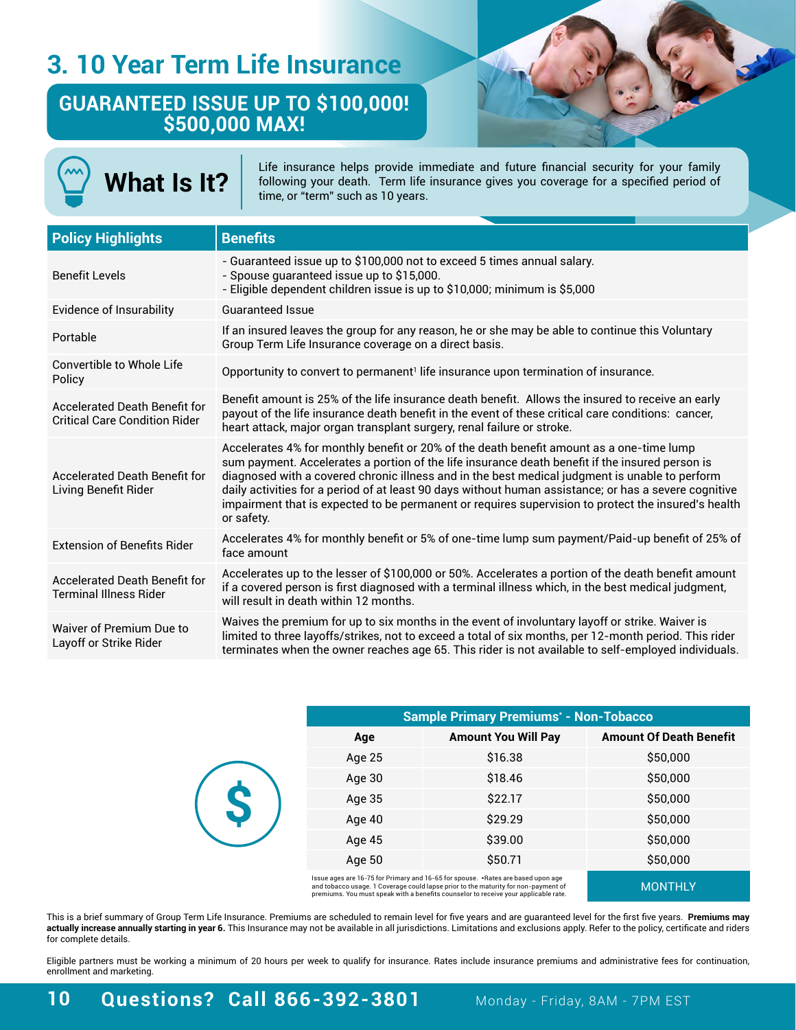# 3. 10 Year Term Life Insurance

## GUARANTEED ISSUE UP TO $100,000! $500,000 MAX!

## What Is It?

Life insurance helps provide immediate and future financial security for your family following your death. Term life insurance gives you coverage for a specified period of time, or "term" such as 10 years.

| Policy Highlights | Benefits |
|---|---|
| Benefit Levels | - Guaranteed issue up to $100,000 not to exceed 5 times annual salary.<br>- Spouse guaranteed issue up to $15,000.<br>- Eligible dependent children issue is up to $10,000; minimum is $5,000 |
| Evidence of Insurability | Guaranteed Issue |
| Portable | If an insured leaves the group for any reason, he or she may be able to continue this Voluntary Group Term Life Insurance coverage on a direct basis. |
| Convertible to Whole Life Policy | Opportunity to convert to permanent[1] life insurance upon termination of insurance. |
| Accelerated Death Benefit for Critical Care Condition Rider | Benefit amount is 25% of the life insurance death benefit. Allows the insured to receive an early payout of the life insurance death benefit in the event of these critical care conditions: cancer, heart attack, major organ transplant surgery, renal failure or stroke. |
| Accelerated Death Benefit for Living Benefit Rider | Accelerates 4% for monthly benefit or 20% of the death benefit amount as a one-time lump sum payment. Accelerates a portion of the life insurance death benefit if the insured person is diagnosed with a covered chronic illness and in the best medical judgment is unable to perform daily activities for a period of at least 90 days without human assistance; or has a severe cognitive impairment that is expected to be permanent or requires supervision to protect the insured's health or safety. |
| Extension of Benefits Rider | Accelerates 4% for monthly benefit or 5% of one-time lump sum payment/Paid-up benefit of 25% of face amount |
| Accelerated Death Benefit for Terminal Illness Rider | Accelerates up to the lesser of $100,000 or 50%. Accelerates a portion of the death benefit amount if a covered person is first diagnosed with a terminal illness which, in the best medical judgment, will result in death within 12 months. |
| Waiver of Premium Due to Layoff or Strike Rider | Waives the premium for up to six months in the event of involuntary layoff or strike. Waiver is limited to three layoffs/strikes, not to exceed a total of six months, per 12-month period. This rider terminates when the owner reaches age 65. This rider is not available to self-employed individuals. |

| Sample Primary Premiums* - Non-Tobacco | | |
|---|---|---|
| Age | Amount You Will Pay | Amount Of Death Benefit |
| Age 25 | $16.38 | $50,000 |
| Age 30 | $18.46 | $50,000 |
| Age 35 | $22.17 | $50,000 |
| Age 40 | $29.29 | $50,000 |
| Age 45 | $39.00 | $50,000 |
| Age 50 | $50.71 | $50,000 |
| Issue ages are 16-75 for Primary and 16-65 for spouse. *Rates are based upon age and tobacco usage. 1 Coverage could lapse prior to the maturity for non-payment of premiums. You must speak with a benefits counselor to receive your applicable rate. | | MONTHLY |

This is a brief summary of Group Term Life Insurance. Premiums are scheduled to remain level for five years and are guaranteed level for the first five years. **Premiums may actually increase annually starting in year 6.** This Insurance may not be available in all jurisdictions. Limitations and exclusions apply. Refer to the policy, certificate and riders for complete details.

Eligible partners must be working a minimum of 20 hours per week to qualify for insurance. Rates include insurance premiums and administrative fees for continuation, enrollment and marketing.

**Questions? Call 866-392-3801** Monday - Friday, 8AM - 7PM EST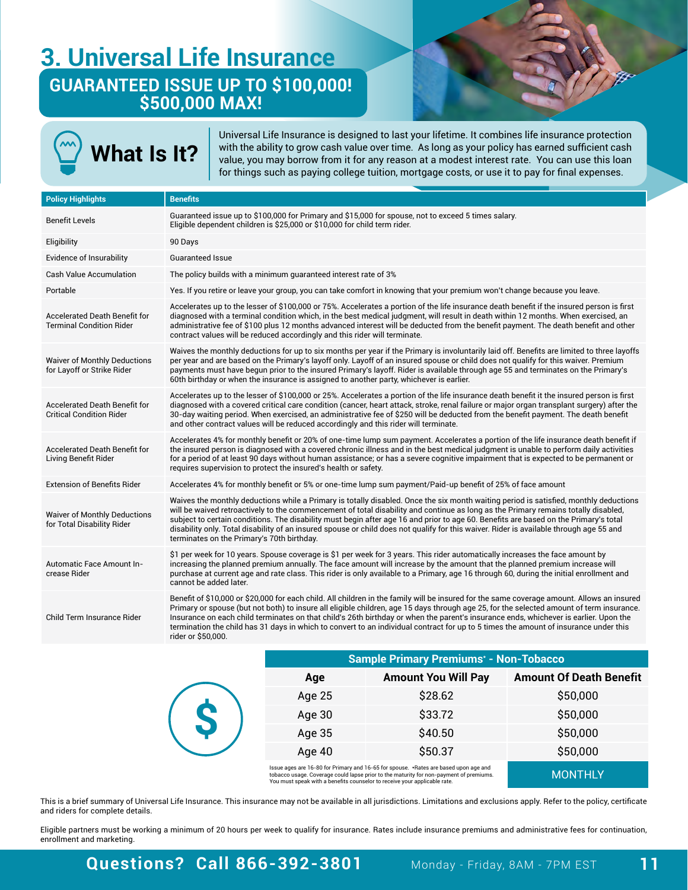# 3. Universal Life Insurance

## GUARANTEED ISSUE UP TO $100,000! $500,000 MAX!

## What Is It?

Universal Life Insurance is designed to last your lifetime. It combines life insurance protection with the ability to grow cash value over time. As long as your policy has earned sufficient cash value, you may borrow from it for any reason at a modest interest rate. You can use this loan for things such as paying college tuition, mortgage costs, or use it to pay for final expenses.

| Policy Highlights | Benefits |
|---|---|
| Benefit Levels | Guaranteed issue up to $100,000 for Primary and $15,000 for spouse, not to exceed 5 times salary. Eligible dependent children is $25,000 or $10,000 for child term rider. |
| Eligibility | 90 Days |
| Evidence of Insurability | Guaranteed Issue |
| Cash Value Accumulation | The policy builds with a minimum guaranteed interest rate of 3% |
| Portable | Yes. If you retire or leave your group, you can take comfort in knowing that your premium won't change because you leave. |
| Accelerated Death Benefit for Terminal Condition Rider | Accelerates up to the lesser of $100,000 or 75%. Accelerates a portion of the life insurance death benefit if the insured person is first diagnosed with a terminal condition which, in the best medical judgment, will result in death within 12 months. When exercised, an administrative fee of $100 plus 12 months advanced interest will be deducted from the benefit payment. The death benefit and other contract values will be reduced accordingly and this rider will terminate. |
| Waiver of Monthly Deductions for Layoff or Strike Rider | Waives the monthly deductions for up to six months per year if the Primary is involuntarily laid off. Benefits are limited to three layoffs per year and are based on the Primary's layoff only. Layoff of an insured spouse or child does not qualify for this waiver. Premium payments must have begun prior to the insured Primary's layoff. Rider is available through age 55 and terminates on the Primary's 60th birthday or when the insurance is assigned to another party, whichever is earlier. |
| Accelerated Death Benefit for Critical Condition Rider | Accelerates up to the lesser of $100,000 or 25%. Accelerates a portion of the life insurance death benefit it the insured person is first diagnosed with a covered critical care condition (cancer, heart attack, stroke, renal failure or major organ transplant surgery) after the 30-day waiting period. When exercised, an administrative fee of $250 will be deducted from the benefit payment. The death benefit and other contract values will be reduced accordingly and this rider will terminate. |
| Accelerated Death Benefit for Living Benefit Rider | Accelerates 4% for monthly benefit or 20% of one-time lump sum payment. Accelerates a portion of the life insurance death benefit if the insured person is diagnosed with a covered chronic illness and in the best medical judgment is unable to perform daily activities for a period of at least 90 days without human assistance; or has a severe cognitive impairment that is expected to be permanent or requires supervision to protect the insured's health or safety. |
| Extension of Benefits Rider | Accelerates 4% for monthly benefit or 5% or one-time lump sum payment/Paid-up benefit of 25% of face amount |
| Waiver of Monthly Deductions for Total Disability Rider | Waives the monthly deductions while a Primary is totally disabled. Once the six month waiting period is satisfied, monthly deductions will be waived retroactively to the commencement of total disability and continue as long as the Primary remains totally disabled, subject to certain conditions. The disability must begin after age 16 and prior to age 60. Benefits are based on the Primary's total disability only. Total disability of an insured spouse or child does not qualify for this waiver. Rider is available through age 55 and terminates on the Primary's 70th birthday. |
| Automatic Face Amount Increase Rider | $1 per week for 10 years. Spouse coverage is $1 per week for 3 years. This rider automatically increases the face amount by increasing the planned premium annually. The face amount will increase by the amount that the planned premium increase will purchase at current age and rate class. This rider is only available to a Primary, age 16 through 60, during the initial enrollment and cannot be added later. |
| Child Term Insurance Rider | Benefit of $10,000 or $20,000 for each child. All children in the family will be insured for the same coverage amount. Allows an insured Primary or spouse (but not both) to insure all eligible children, age 15 days through age 25, for the selected amount of term insurance. Insurance on each child terminates on that child's 26th birthday or when the parent's insurance ends, whichever is earlier. Upon the termination the child has 31 days in which to convert to an individual contract for up to 5 times the amount of insurance under this rider or $50,000. |

| Sample Primary Premiums* - Non-Tobacco | | |
|---|---|---|
| **Age** | **Amount You Will Pay** | **Amount Of Death Benefit** |
| Age 25 | $28.62 | $50,000 |
| Age 30 | $33.72 | $50,000 |
| Age 35 | $40.50 | $50,000 |
| Age 40 | $50.37 | $50,000 |
| Issue ages are 16-80 for Primary and 16-65 for spouse. *Rates are based upon age and tobacco usage. Coverage could lapse prior to the maturity for non-payment of premiums. You must speak with a benefits counselor to receive your applicable rate. | | MONTHLY |

This is a brief summary of Universal Life Insurance. This insurance may not be available in all jurisdictions. Limitations and exclusions apply. Refer to the policy, certificate and riders for complete details.

Eligible partners must be working a minimum of 20 hours per week to qualify for insurance. Rates include insurance premiums and administrative fees for continuation, enrollment and marketing.

**Questions? Call 866-392-3801** Monday - Friday, 8AM - 7PM EST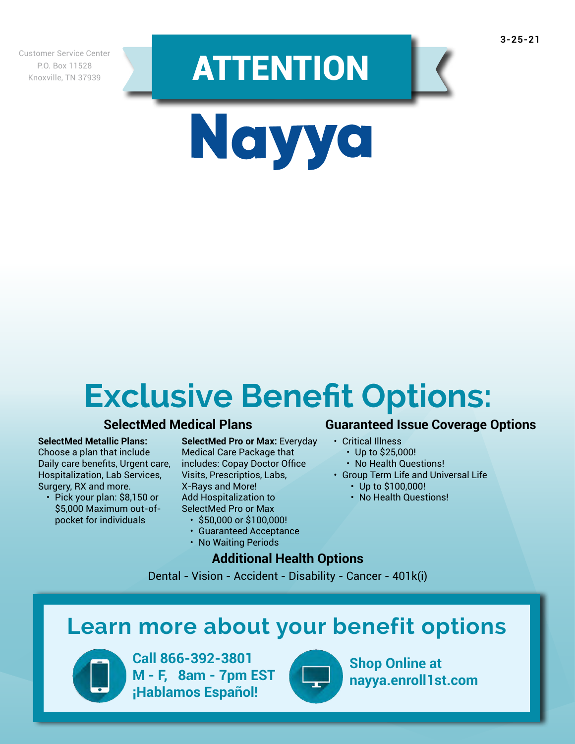Customer Service Center
P.O. Box 11528
Knoxville, TN 37939

3-25-21

# ATTENTION

# Nayya

## Exclusive Benefit Options:

### SelectMed Medical Plans

**SelectMed Metallic Plans:** Choose a plan that include Daily care benefits, Urgent care, Hospitalization, Lab Services, Surgery, RX and more.

- Pick your plan: $8,150 or $5,000 Maximum out-of-pocket for individuals

**SelectMed Pro or Max:** Everyday Medical Care Package that includes: Copay Doctor Office Visits, Prescriptios, Labs, X-Rays and More!
Add Hospitalization to SelectMed Pro or Max

- $50,000 or $100,000!
- Guaranteed Acceptance
- No Waiting Periods

### Guaranteed Issue Coverage Options

- Critical Illness
  - Up to $25,000!
  - No Health Questions!
- Group Term Life and Universal Life
  - Up to $100,000!
  - No Health Questions!

### Additional Health Options

Dental - Vision - Accident - Disability - Cancer - 401k(i)

## Learn more about your benefit options

**Call 866-392-3801**
**M - F, 8am - 7pm EST**
**¡Hablamos Español!**

**Shop Online at**
**nayya.enroll1st.com**